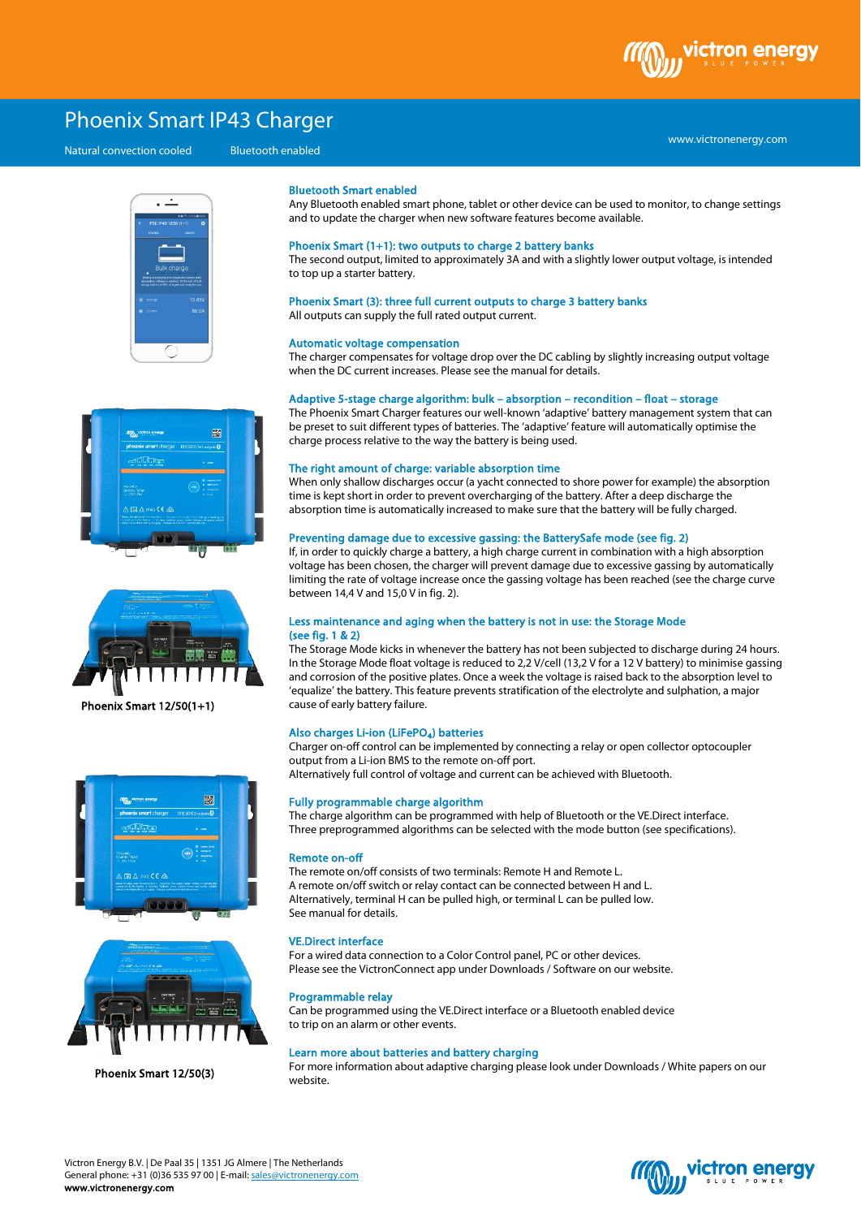# Phoenix Smart IP43 Charger

Natural convection cooled    Bluetooth enabled

www.victronenergy.com

Phoenix Smart 12/50(1+1)

Phoenix Smart 12/50(3)

### Bluetooth Smart enabled
Any Bluetooth enabled smart phone, tablet or other device can be used to monitor, to change settings and to update the charger when new software features become available.

### Phoenix Smart (1+1): two outputs to charge 2 battery banks
The second output, limited to approximately 3A and with a slightly lower output voltage, is intended to top up a starter battery.

### Phoenix Smart (3): three full current outputs to charge 3 battery banks
All outputs can supply the full rated output current.

### Automatic voltage compensation
The charger compensates for voltage drop over the DC cabling by slightly increasing output voltage when the DC current increases. Please see the manual for details.

### Adaptive 5-stage charge algorithm: bulk – absorption – recondition – float – storage
The Phoenix Smart Charger features our well-known 'adaptive' battery management system that can be preset to suit different types of batteries. The 'adaptive' feature will automatically optimise the charge process relative to the way the battery is being used.

### The right amount of charge: variable absorption time
When only shallow discharges occur (a yacht connected to shore power for example) the absorption time is kept short in order to prevent overcharging of the battery. After a deep discharge the absorption time is automatically increased to make sure that the battery will be fully charged.

### Preventing damage due to excessive gassing: the BatterySafe mode (see fig. 2)
If, in order to quickly charge a battery, a high charge current in combination with a high absorption voltage has been chosen, the charger will prevent damage due to excessive gassing by automatically limiting the rate of voltage increase once the gassing voltage has been reached (see the charge curve between 14,4 V and 15,0 V in fig. 2).

### Less maintenance and aging when the battery is not in use: the Storage Mode (see fig. 1 & 2)
The Storage Mode kicks in whenever the battery has not been subjected to discharge during 24 hours. In the Storage Mode float voltage is reduced to 2,2 V/cell (13,2 V for a 12 V battery) to minimise gassing and corrosion of the positive plates. Once a week the voltage is raised back to the absorption level to 'equalize' the battery. This feature prevents stratification of the electrolyte and sulphation, a major cause of early battery failure.

### Also charges Li-ion ($LiFePO_4$) batteries
Charger on-off control can be implemented by connecting a relay or open collector optocoupler output from a Li-ion BMS to the remote on-off port.
Alternatively full control of voltage and current can be achieved with Bluetooth.

### Fully programmable charge algorithm
The charge algorithm can be programmed with help of Bluetooth or the VE.Direct interface.
Three preprogrammed algorithms can be selected with the mode button (see specifications).

### Remote on-off
The remote on/off consists of two terminals: Remote H and Remote L.
A remote on/off switch or relay contact can be connected between H and L.
Alternatively, terminal H can be pulled high, or terminal L can be pulled low.
See manual for details.

### VE.Direct interface
For a wired data connection to a Color Control panel, PC or other devices.
Please see the VictronConnect app under Downloads / Software on our website.

### Programmable relay
Can be programmed using the VE.Direct interface or a Bluetooth enabled device to trip on an alarm or other events.

### Learn more about batteries and battery charging
For more information about adaptive charging please look under Downloads / White papers on our website.

Victron Energy B.V. | De Paal 35 | 1351 JG Almere | The Netherlands
General phone: +31 (0)36 535 97 00 | E-mail: sales@victronenergy.com
**www.victronenergy.com**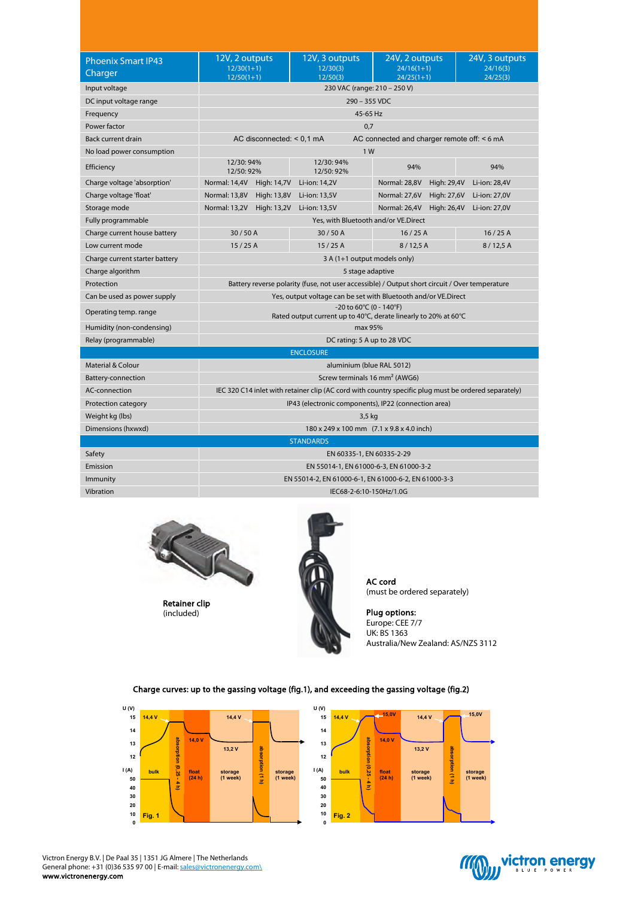| Phoenix Smart IP43 Charger | 12V, 2 outputs<br>12/30(1+1)<br>12/50(1+1) | 12V, 3 outputs<br>12/30(3)<br>12/50(3) | 24V, 2 outputs<br>24/16(1+1)<br>24/25(1+1) | 24V, 3 outputs<br>24/16(3)<br>24/25(3) |
|---|---|---|---|---|
| Input voltage | 230 VAC (range: 210 – 250 V) | | | |
| DC input voltage range | 290 – 355 VDC | | | |
| Frequency | 45-65 Hz | | | |
| Power factor | 0,7 | | | |
| Back current drain | AC disconnected: < 0,1 mA | | AC connected and charger remote off: < 6 mA | |
| No load power consumption | 1 W | | | |
| Efficiency | 12/30: 94%<br>12/50: 92% | 12/30: 94%<br>12/50: 92% | 94% | 94% |
| Charge voltage 'absorption' | Normal: 14,4V High: 14,7V Li-ion: 14,2V | | Normal: 28,8V High: 29,4V Li-ion: 28,4V | |
| Charge voltage 'float' | Normal: 13,8V High: 13,8V Li-ion: 13,5V | | Normal: 27,6V High: 27,6V Li-ion: 27,0V | |
| Storage mode | Normal: 13,2V High: 13,2V Li-ion: 13,5V | | Normal: 26,4V High: 26,4V Li-ion: 27,0V | |
| Fully programmable | Yes, with Bluetooth and/or VE.Direct | | | |
| Charge current house battery | 30 / 50 A | 30 / 50 A | 16 / 25 A | 16 / 25 A |
| Low current mode | 15 / 25 A | 15 / 25 A | 8 / 12,5 A | 8 / 12,5 A |
| Charge current starter battery | 3 A (1+1 output models only) | | | |
| Charge algorithm | 5 stage adaptive | | | |
| Protection | Battery reverse polarity (fuse, not user accessible) / Output short circuit / Over temperature | | | |
| Can be used as power supply | Yes, output voltage can be set with Bluetooth and/or VE.Direct | | | |
| Operating temp. range | -20 to 60°C (0 - 140°F)<br>Rated output current up to 40°C, derate linearly to 20% at 60°C | | | |
| Humidity (non-condensing) | max 95% | | | |
| Relay (programmable) | DC rating: 5 A up to 28 VDC | | | |
| **ENCLOSURE** | | | | |
| Material & Colour | aluminium (blue RAL 5012) | | | |
| Battery-connection | Screw terminals 16 mm² (AWG6) | | | |
| AC-connection | IEC 320 C14 inlet with retainer clip (AC cord with country specific plug must be ordered separately) | | | |
| Protection category | IP43 (electronic components), IP22 (connection area) | | | |
| Weight kg (lbs) | 3,5 kg | | | |
| Dimensions (hxwxd) | 180 x 249 x 100 mm (7.1 x 9.8 x 4.0 inch) | | | |
| **STANDARDS** | | | | |
| Safety | EN 60335-1, EN 60335-2-29 | | | |
| Emission | EN 55014-1, EN 61000-6-3, EN 61000-3-2 | | | |
| Immunity | EN 55014-2, EN 61000-6-1, EN 61000-6-2, EN 61000-3-3 | | | |
| Vibration | IEC68-2-6:10-150Hz/1.0G | | | |

**Retainer clip**
(included)

**AC cord**
(must be ordered separately)

**Plug options:**
Europe: CEE 7/7
UK: BS 1363
Australia/New Zealand: AS/NZS 3112

**Charge curves: up to the gassing voltage (fig.1), and exceeding the gassing voltage (fig.2)**

Fig. 1
U (V) 15 14 13 12
I (A) 50 40 30 20 10 0
14,4 V 14,0 V 13,2 V 14,4 V
bulk, absorption (0,25 - 4 h), float (24 h), storage (1 week), absorption (1 h), storage (1 week)

Fig. 2
U (V) 15 14 13 12
I (A) 50 40 30 20 10 0
14,4 V 15,0V 14,0 V 13,2 V 14,4 V 15,0V
bulk, absorption (0,25 - 4 h), float (24 h), storage (1 week), absorption (1 h), storage (1 week)

Victron Energy B.V. | De Paal 35 | 1351 JG Almere | The Netherlands
General phone: +31 (0)36 535 97 00 | E-mail: sales@victronenergy.com
**www.victronenergy.com**